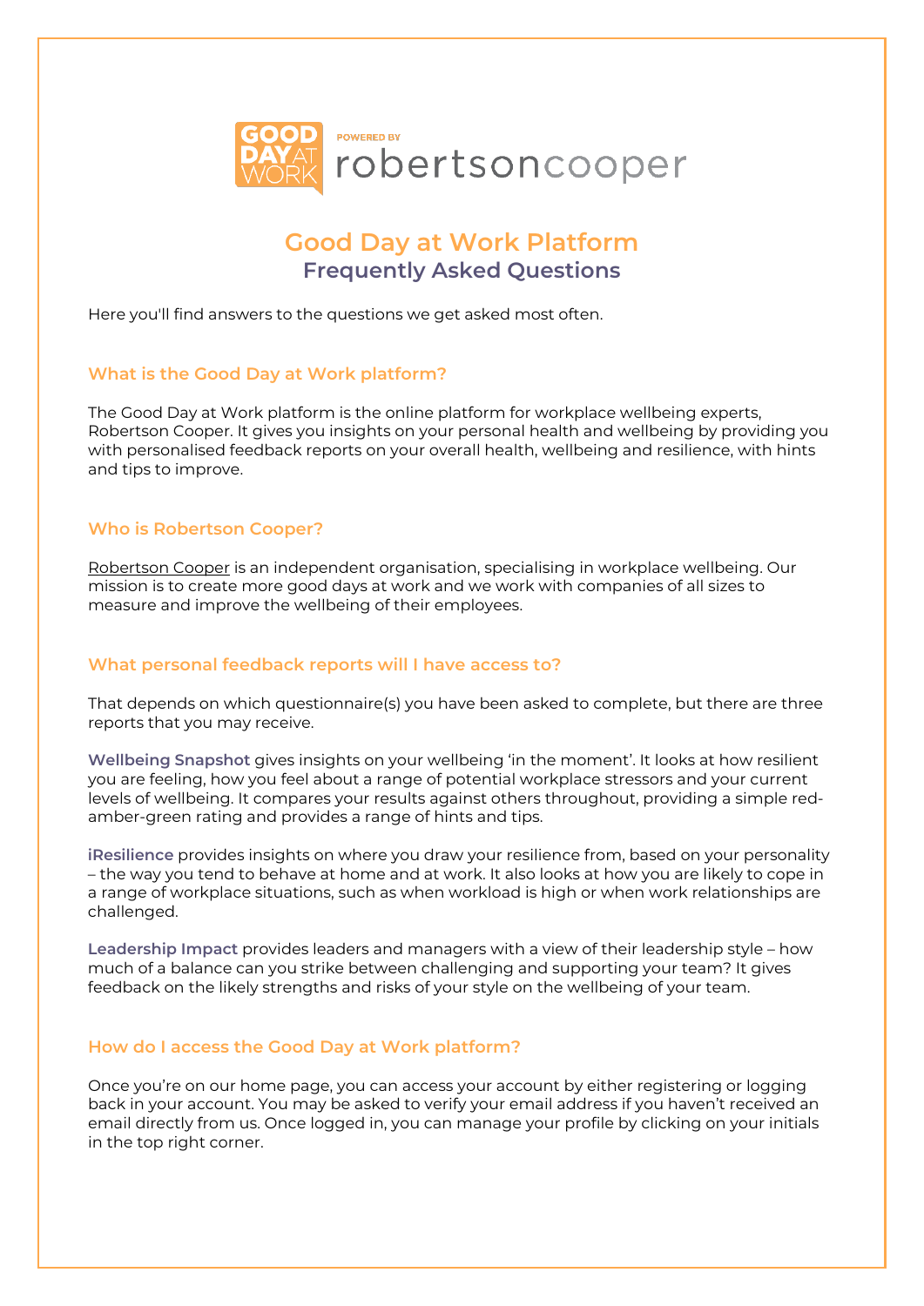GOOD DAY AT WORK POWERED BY robertsoncooper

# Good Day at Work Platform

## Frequently Asked Questions

Here you'll find answers to the questions we get asked most often.

### What is the Good Day at Work platform?

The Good Day at Work platform is the online platform for workplace wellbeing experts, Robertson Cooper. It gives you insights on your personal health and wellbeing by providing you with personalised feedback reports on your overall health, wellbeing and resilience, with hints and tips to improve.

### Who is Robertson Cooper?

Robertson Cooper is an independent organisation, specialising in workplace wellbeing. Our mission is to create more good days at work and we work with companies of all sizes to measure and improve the wellbeing of their employees.

### What personal feedback reports will I have access to?

That depends on which questionnaire(s) you have been asked to complete, but there are three reports that you may receive.

**Wellbeing Snapshot** gives insights on your wellbeing 'in the moment'. It looks at how resilient you are feeling, how you feel about a range of potential workplace stressors and your current levels of wellbeing. It compares your results against others throughout, providing a simple red-amber-green rating and provides a range of hints and tips.

**iResilience** provides insights on where you draw your resilience from, based on your personality – the way you tend to behave at home and at work. It also looks at how you are likely to cope in a range of workplace situations, such as when workload is high or when work relationships are challenged.

**Leadership Impact** provides leaders and managers with a view of their leadership style – how much of a balance can you strike between challenging and supporting your team? It gives feedback on the likely strengths and risks of your style on the wellbeing of your team.

### How do I access the Good Day at Work platform?

Once you're on our home page, you can access your account by either registering or logging back in your account. You may be asked to verify your email address if you haven't received an email directly from us. Once logged in, you can manage your profile by clicking on your initials in the top right corner.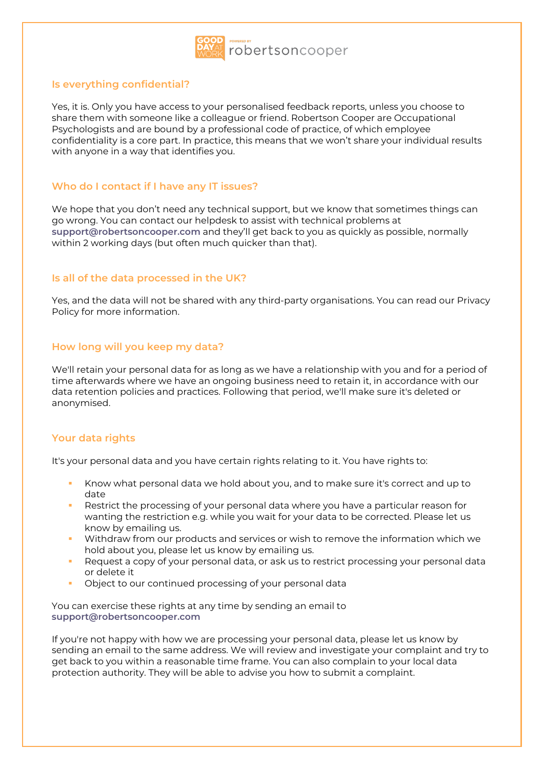## Is everything confidential?

Yes, it is. Only you have access to your personalised feedback reports, unless you choose to share them with someone like a colleague or friend. Robertson Cooper are Occupational Psychologists and are bound by a professional code of practice, of which employee confidentiality is a core part. In practice, this means that we won't share your individual results with anyone in a way that identifies you.

## Who do I contact if I have any IT issues?

We hope that you don't need any technical support, but we know that sometimes things can go wrong. You can contact our helpdesk to assist with technical problems at **support@robertsoncooper.com** and they'll get back to you as quickly as possible, normally within 2 working days (but often much quicker than that).

## Is all of the data processed in the UK?

Yes, and the data will not be shared with any third-party organisations. You can read our Privacy Policy for more information.

## How long will you keep my data?

We'll retain your personal data for as long as we have a relationship with you and for a period of time afterwards where we have an ongoing business need to retain it, in accordance with our data retention policies and practices. Following that period, we'll make sure it's deleted or anonymised.

## Your data rights

It's your personal data and you have certain rights relating to it. You have rights to:

- Know what personal data we hold about you, and to make sure it's correct and up to date
- Restrict the processing of your personal data where you have a particular reason for wanting the restriction e.g. while you wait for your data to be corrected. Please let us know by emailing us.
- Withdraw from our products and services or wish to remove the information which we hold about you, please let us know by emailing us.
- Request a copy of your personal data, or ask us to restrict processing your personal data or delete it
- Object to our continued processing of your personal data

You can exercise these rights at any time by sending an email to **support@robertsoncooper.com**

If you're not happy with how we are processing your personal data, please let us know by sending an email to the same address. We will review and investigate your complaint and try to get back to you within a reasonable time frame. You can also complain to your local data protection authority. They will be able to advise you how to submit a complaint.